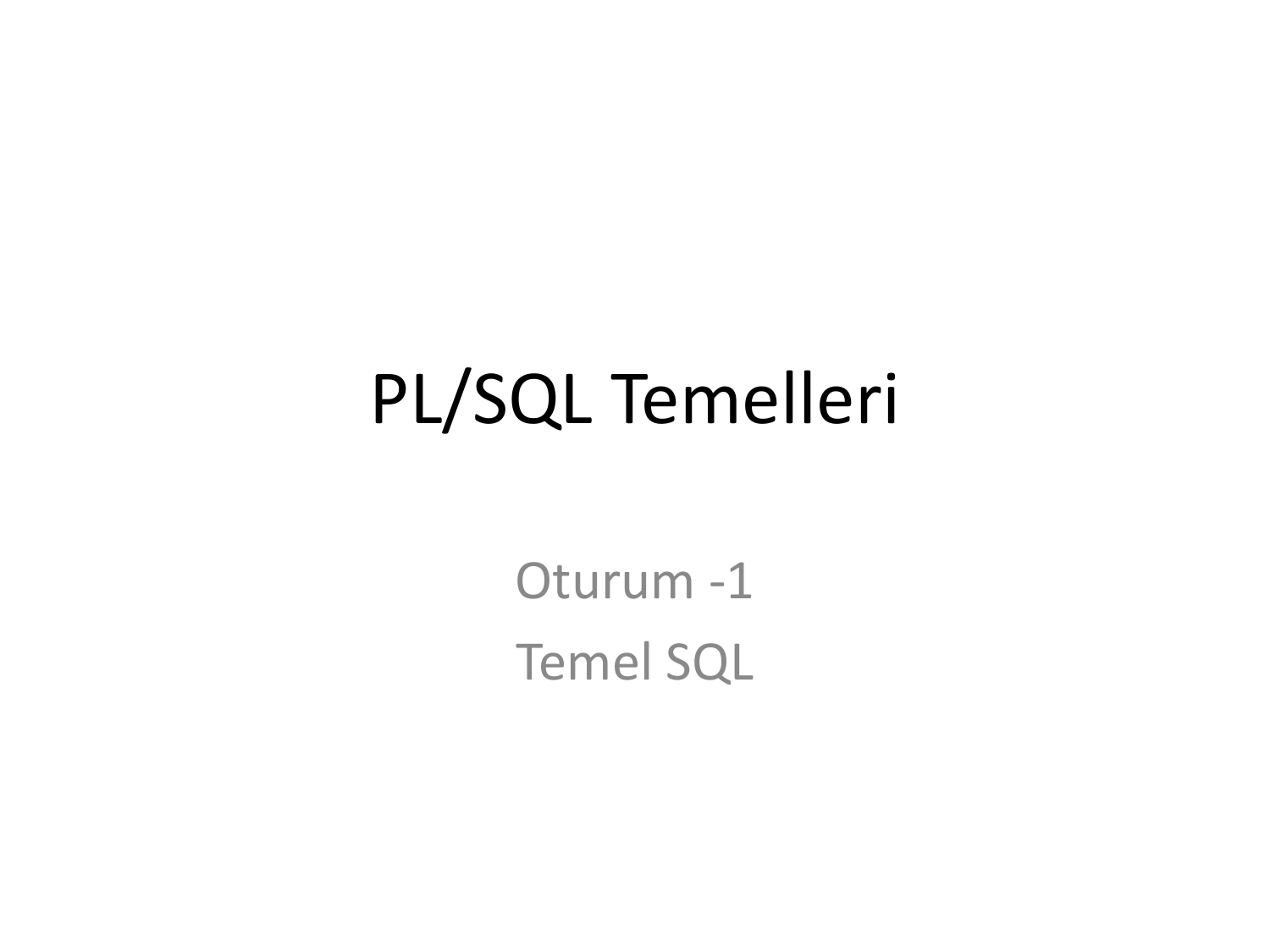# PL/SQL Temelleri

Oturum -1

Temel SQL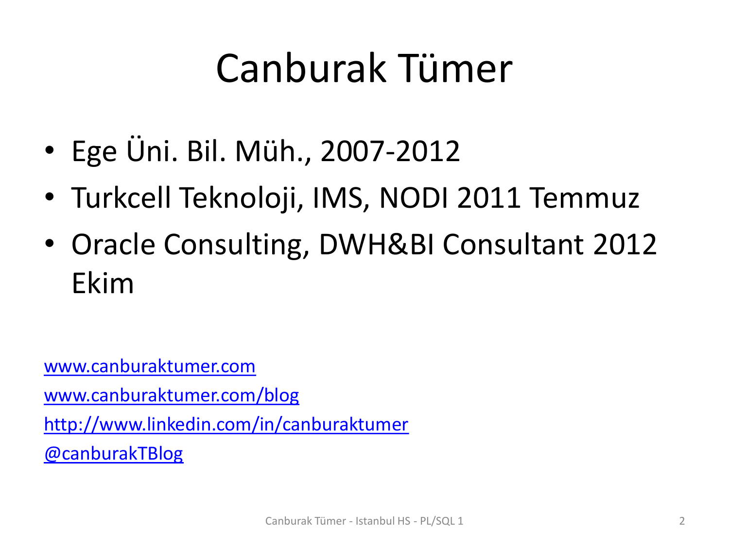# Canburak Tümer

- Ege Üni. Bil. Müh., 2007-2012
- Turkcell Teknoloji, IMS, NODI 2011 Temmuz
- Oracle Consulting, DWH&BI Consultant 2012 Ekim

[www.canburaktumer.com](http://www.canburaktumer.com)

[www.canburaktumer.com/blog](http://www.canburaktumer.com/blog)

[http://www.linkedin.com/in/canburaktumer](http://www.linkedin.com/in/canburaktumer)

@canburakTBlog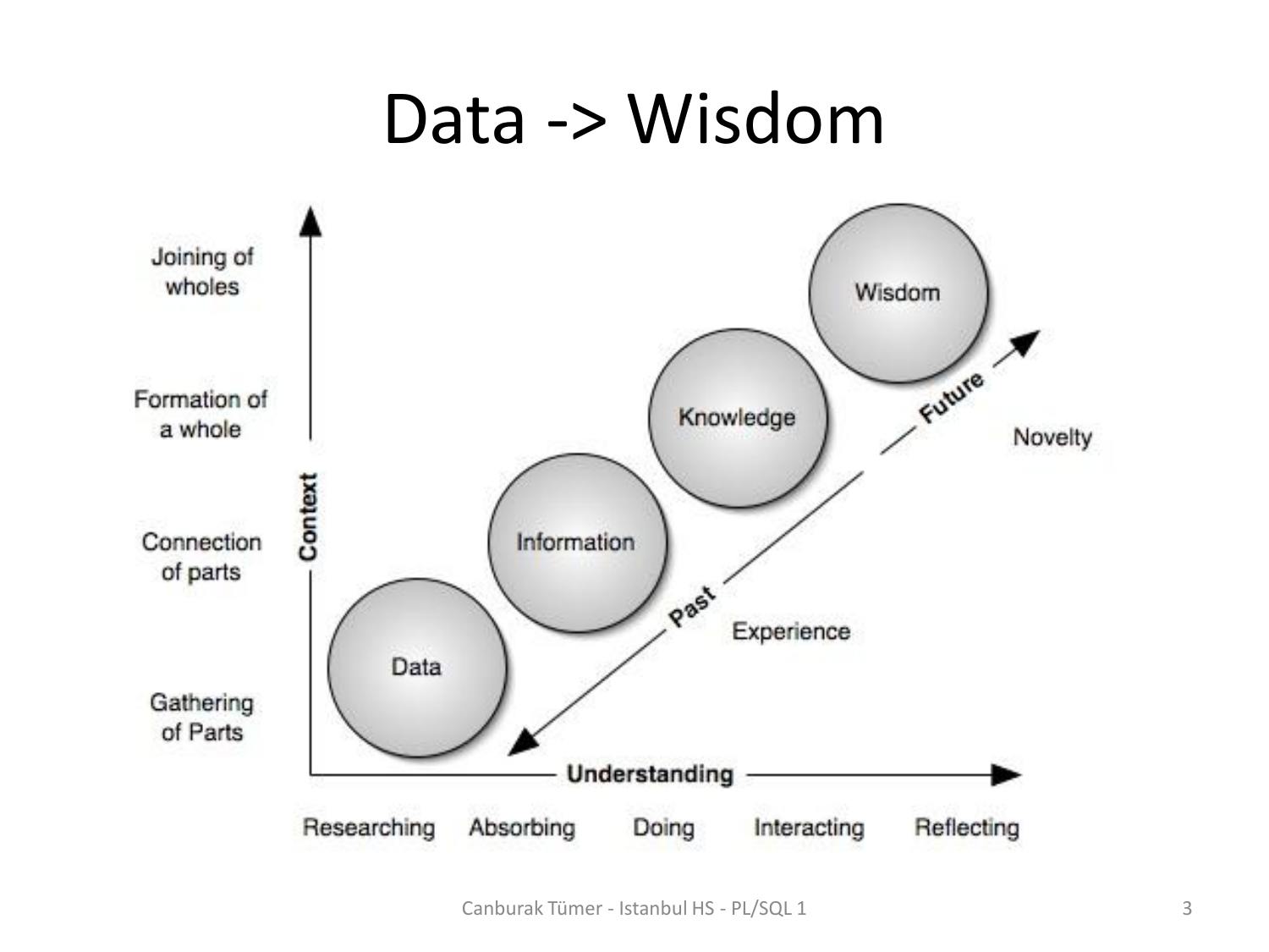# Data -> Wisdom

Joining of wholes

Formation of a whole

Connection of parts

Gathering of Parts

Context

Wisdom

Knowledge

Information

Data

Future

Novelty

Past

Experience

Understanding

Researching Absorbing Doing Interacting Reflecting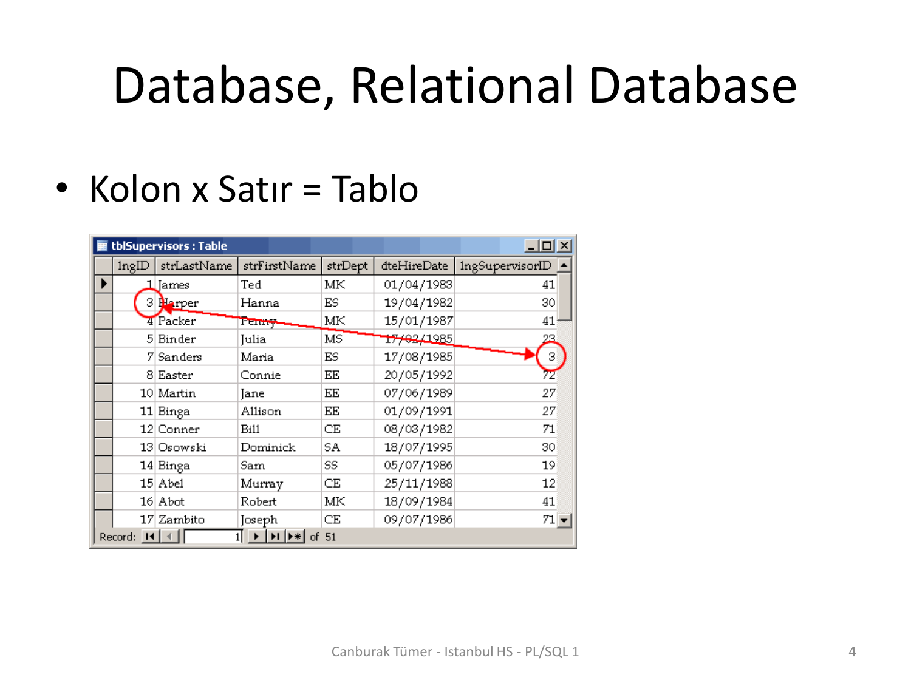# Database, Relational Database

- Kolon x Satır = Tablo

tblSupervisors : Table

| lngID | strLastName | strFirstName | strDept | dteHireDate | lngSupervisorID |
|---|---|---|---|---|---|
| 1 | James | Ted | MK | 01/04/1983 | 41 |
| 3 | Harper | Hanna | ES | 19/04/1982 | 30 |
| 4 | Packer | Penny | MK | 15/01/1987 | 41 |
| 5 | Binder | Julia | MS | 17/02/1985 | 23 |
| 7 | Sanders | Maria | ES | 17/08/1985 | 3 |
| 8 | Easter | Connie | EE | 20/05/1992 | 72 |
| 10 | Martin | Jane | EE | 07/06/1989 | 27 |
| 11 | Binga | Allison | EE | 01/09/1991 | 27 |
| 12 | Conner | Bill | CE | 08/03/1982 | 71 |
| 13 | Osowski | Dominick | SA | 18/07/1995 | 30 |
| 14 | Binga | Sam | SS | 05/07/1986 | 19 |
| 15 | Abel | Murray | CE | 25/11/1988 | 12 |
| 16 | Abot | Robert | MK | 18/09/1984 | 41 |
| 17 | Zambito | Joseph | CE | 09/07/1986 | 71 |

Record: 1 of 51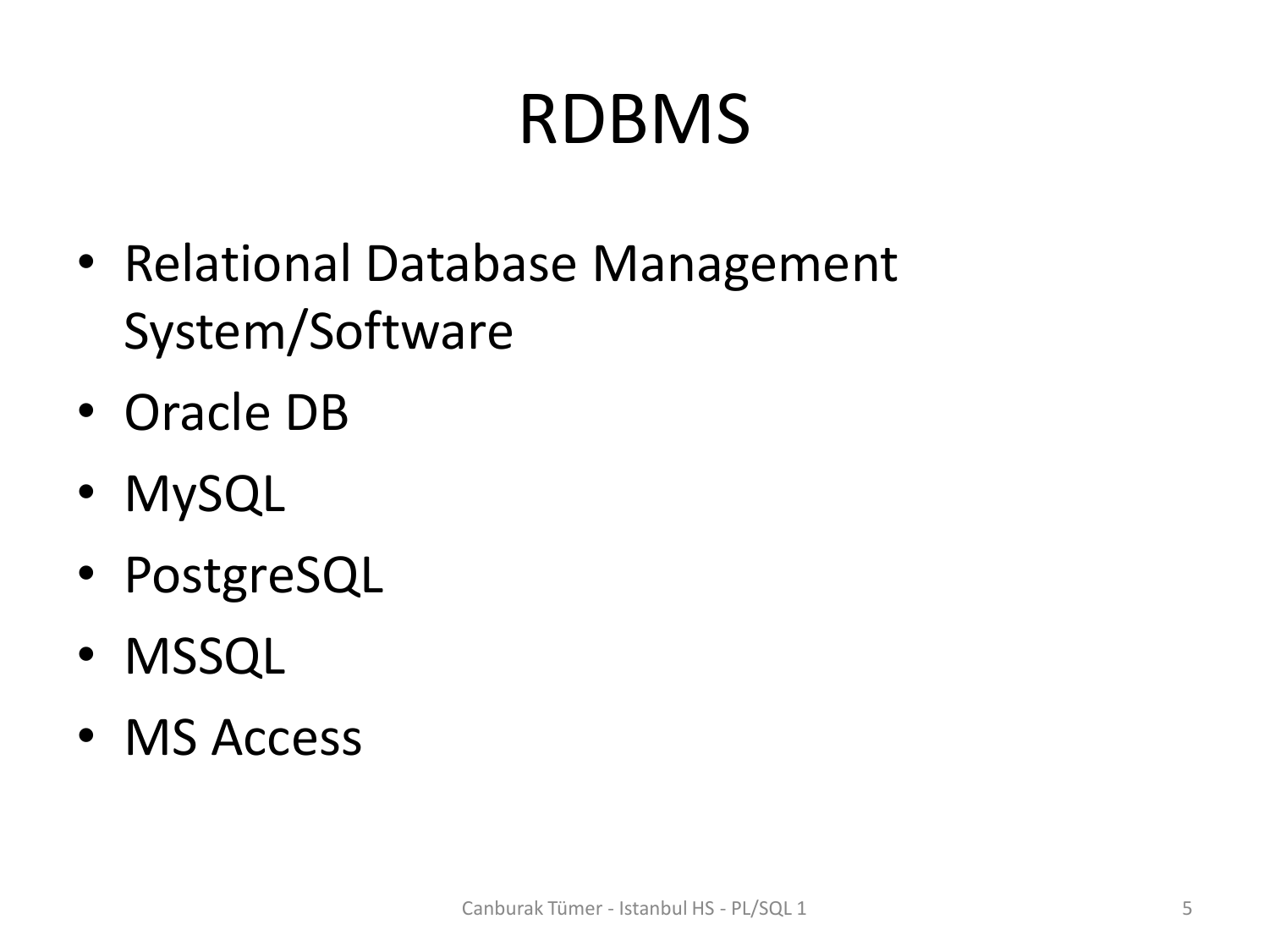# RDBMS

- Relational Database Management System/Software
- Oracle DB
- MySQL
- PostgreSQL
- MSSQL
- MS Access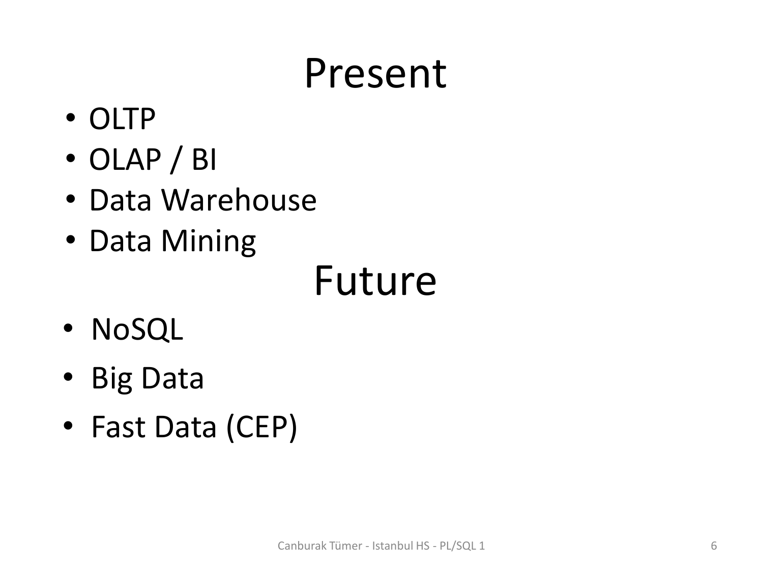# Present

- OLTP
- OLAP / BI
- Data Warehouse
- Data Mining

# Future

- NoSQL
- Big Data
- Fast Data (CEP)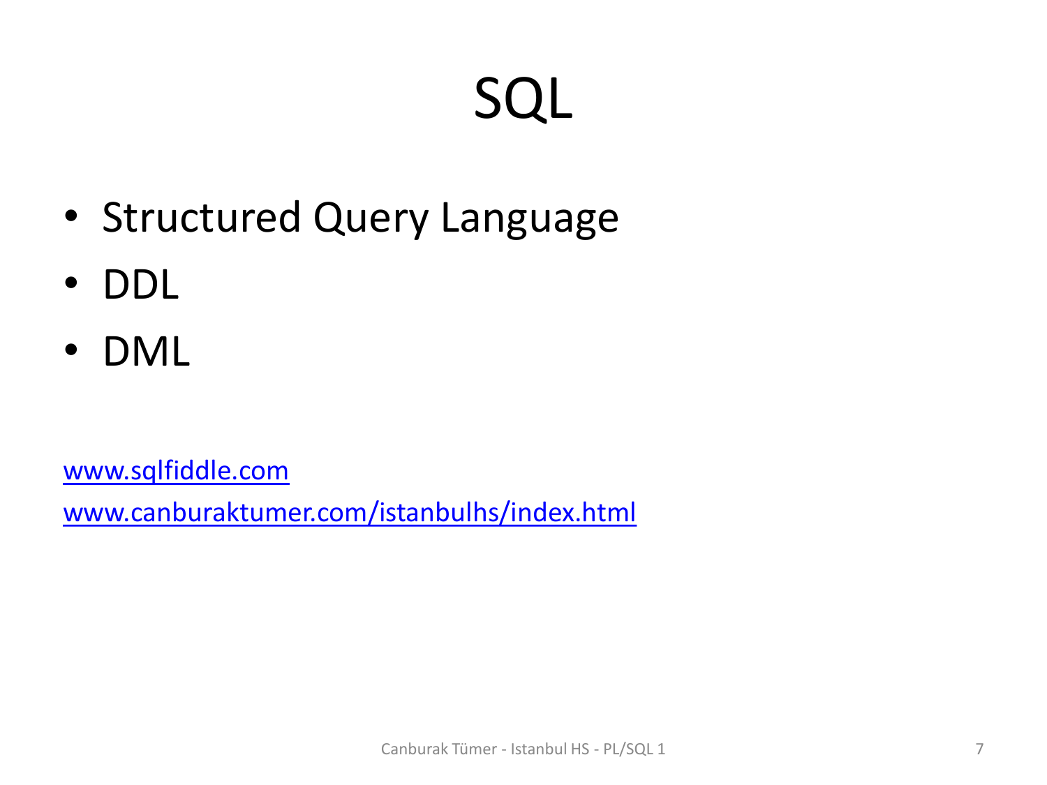# SQL

- Structured Query Language
- DDL
- DML

[www.sqlfiddle.com](http://www.sqlfiddle.com)

[www.canburaktumer.com/istanbulhs/index.html](http://www.canburaktumer.com/istanbulhs/index.html)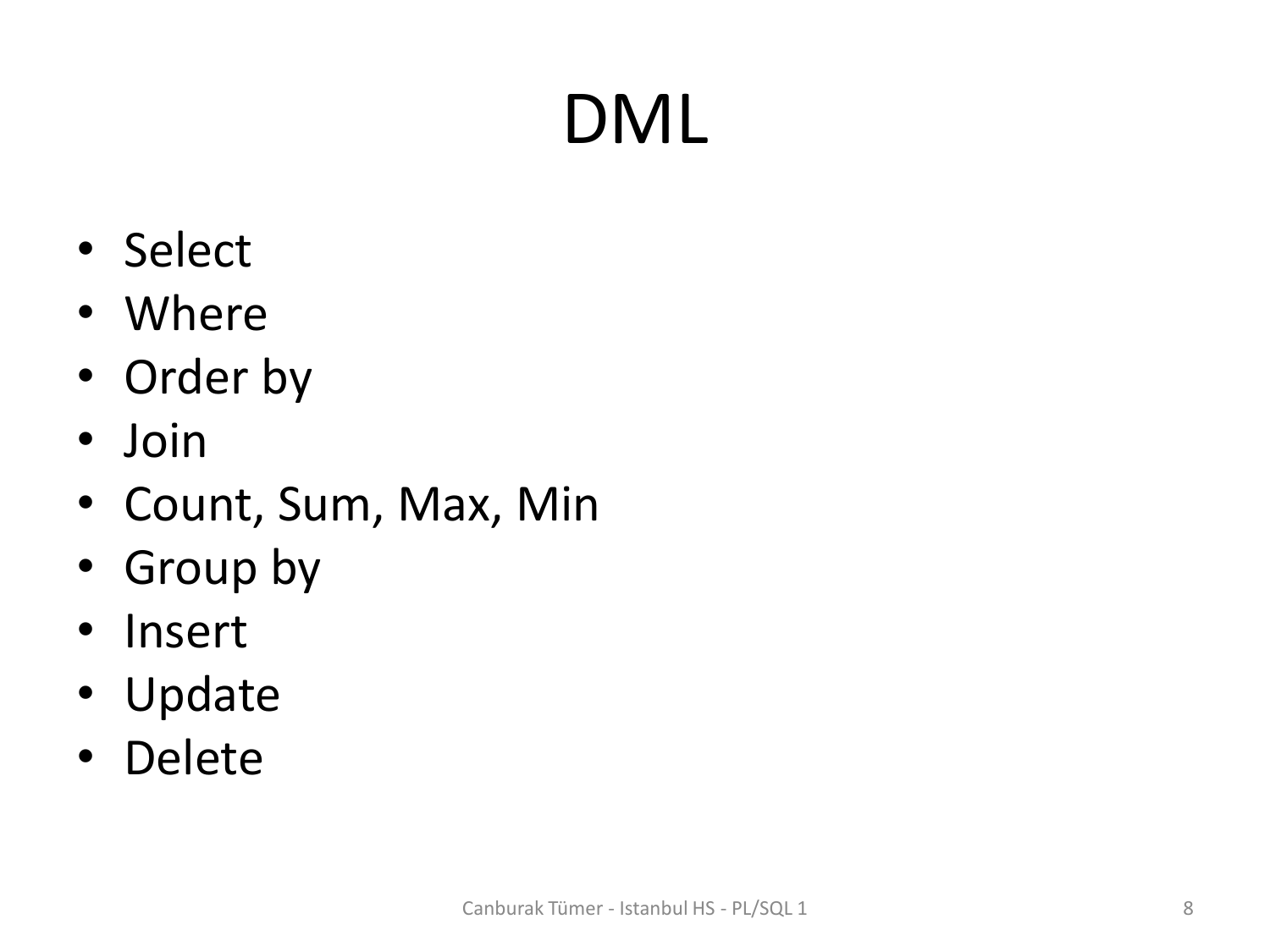# DML

- Select
- Where
- Order by
- Join
- Count, Sum, Max, Min
- Group by
- Insert
- Update
- Delete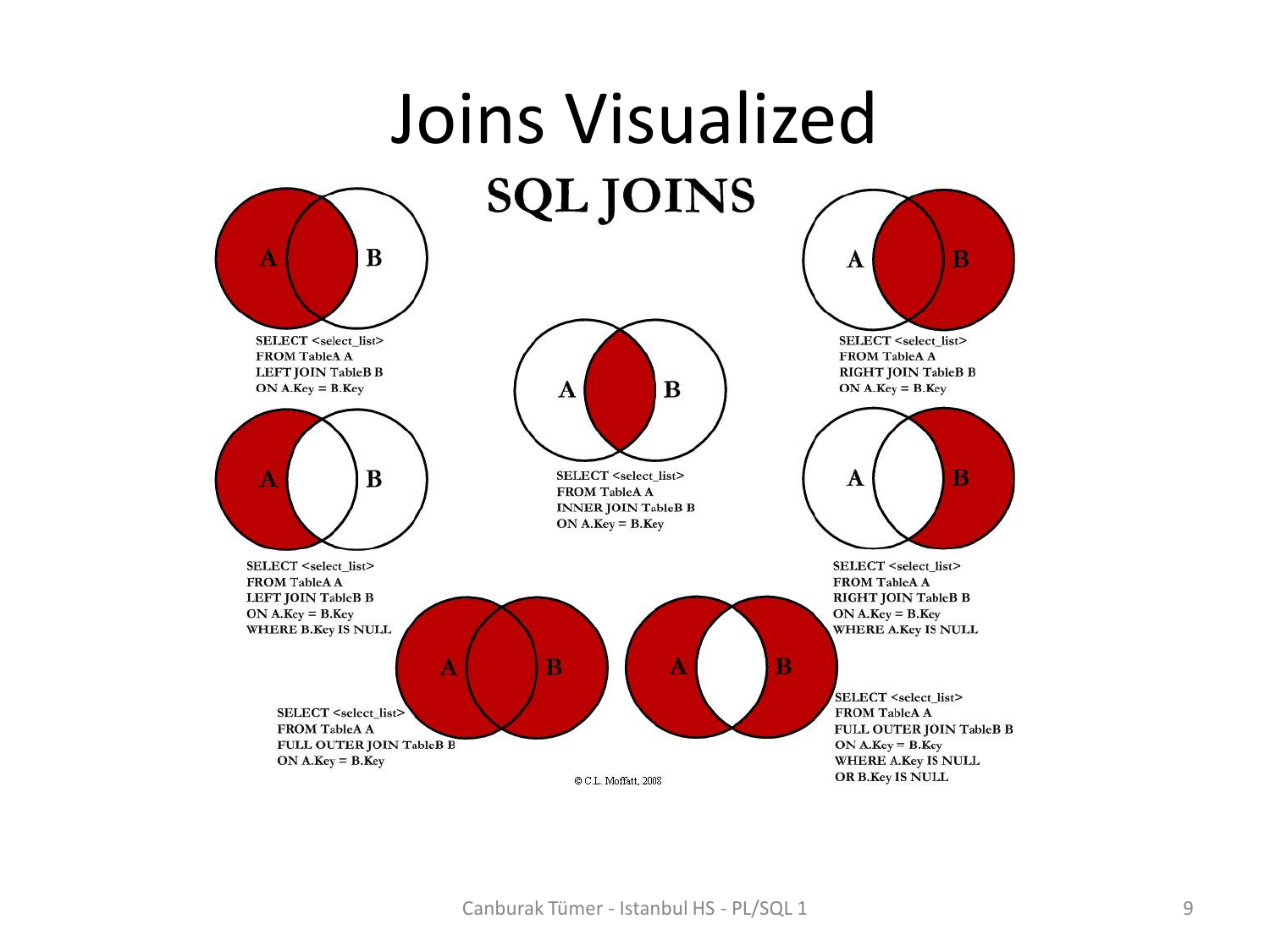# Joins Visualized

## SQL JOINS

```
SELECT <select_list>
FROM TableA A
LEFT JOIN TableB B
ON A.Key = B.Key
```

```
SELECT <select_list>
FROM TableA A
INNER JOIN TableB B
ON A.Key = B.Key
```

```
SELECT <select_list>
FROM TableA A
RIGHT JOIN TableB B
ON A.Key = B.Key
```

```
SELECT <select_list>
FROM TableA A
LEFT JOIN TableB B
ON A.Key = B.Key
WHERE B.Key IS NULL
```

```
SELECT <select_list>
FROM TableA A
RIGHT JOIN TableB B
ON A.Key = B.Key
WHERE A.Key IS NULL
```

```
SELECT <select_list>
FROM TableA A
FULL OUTER JOIN TableB B
ON A.Key = B.Key
```

```
SELECT <select_list>
FROM TableA A
FULL OUTER JOIN TableB B
ON A.Key = B.Key
WHERE A.Key IS NULL
OR B.Key IS NULL
```

© C.L. Moffatt, 2008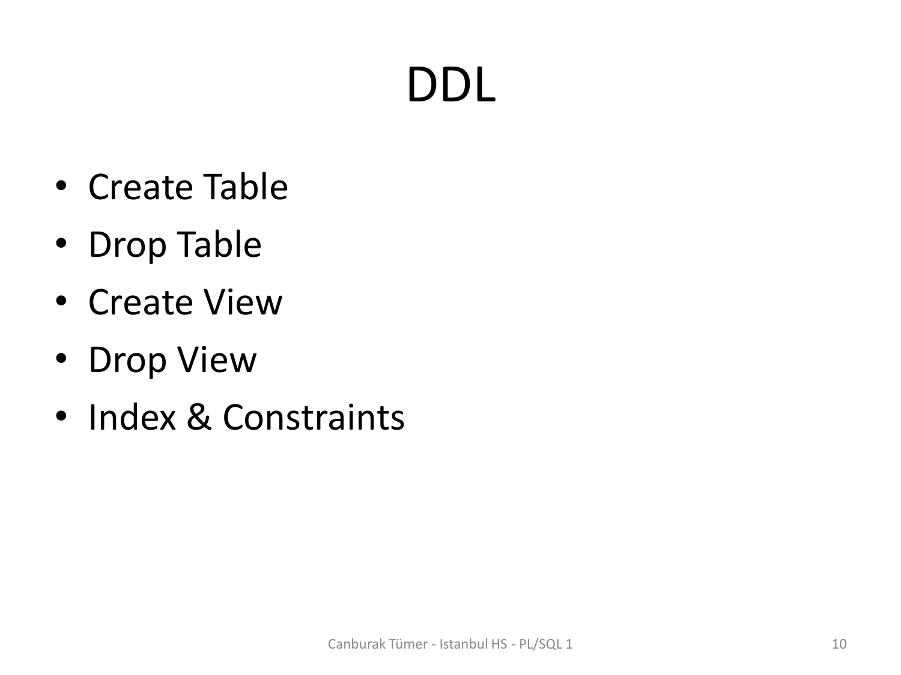# DDL

- Create Table
- Drop Table
- Create View
- Drop View
- Index & Constraints